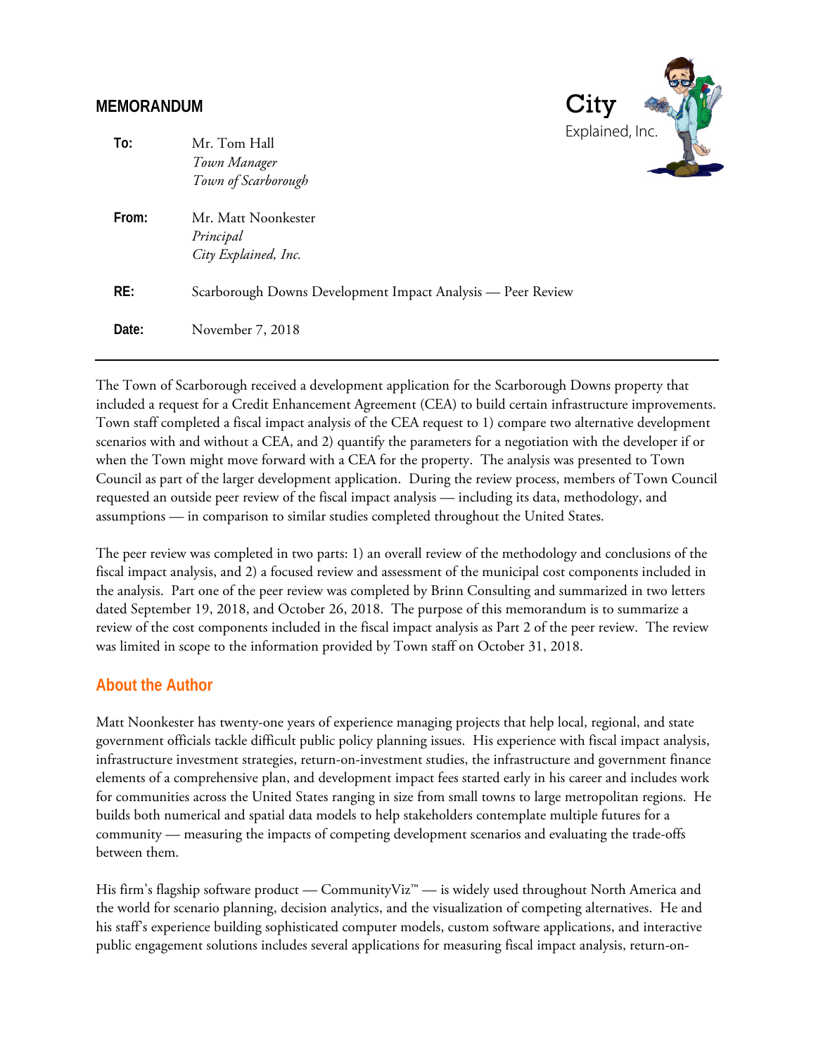## MEMORANDUM

City Explained, Inc.

**To:** Mr. Tom Hall
*Town Manager*
*Town of Scarborough*

**From:** Mr. Matt Noonkester
*Principal*
*City Explained, Inc.*

**RE:** Scarborough Downs Development Impact Analysis — Peer Review

**Date:** November 7, 2018

---

The Town of Scarborough received a development application for the Scarborough Downs property that included a request for a Credit Enhancement Agreement (CEA) to build certain infrastructure improvements. Town staff completed a fiscal impact analysis of the CEA request to 1) compare two alternative development scenarios with and without a CEA, and 2) quantify the parameters for a negotiation with the developer if or when the Town might move forward with a CEA for the property. The analysis was presented to Town Council as part of the larger development application. During the review process, members of Town Council requested an outside peer review of the fiscal impact analysis — including its data, methodology, and assumptions — in comparison to similar studies completed throughout the United States.

The peer review was completed in two parts: 1) an overall review of the methodology and conclusions of the fiscal impact analysis, and 2) a focused review and assessment of the municipal cost components included in the analysis. Part one of the peer review was completed by Brinn Consulting and summarized in two letters dated September 19, 2018, and October 26, 2018. The purpose of this memorandum is to summarize a review of the cost components included in the fiscal impact analysis as Part 2 of the peer review. The review was limited in scope to the information provided by Town staff on October 31, 2018.

## About the Author

Matt Noonkester has twenty-one years of experience managing projects that help local, regional, and state government officials tackle difficult public policy planning issues. His experience with fiscal impact analysis, infrastructure investment strategies, return-on-investment studies, the infrastructure and government finance elements of a comprehensive plan, and development impact fees started early in his career and includes work for communities across the United States ranging in size from small towns to large metropolitan regions. He builds both numerical and spatial data models to help stakeholders contemplate multiple futures for a community — measuring the impacts of competing development scenarios and evaluating the trade-offs between them.

His firm's flagship software product — CommunityViz™ — is widely used throughout North America and the world for scenario planning, decision analytics, and the visualization of competing alternatives. He and his staff's experience building sophisticated computer models, custom software applications, and interactive public engagement solutions includes several applications for measuring fiscal impact analysis, return-on-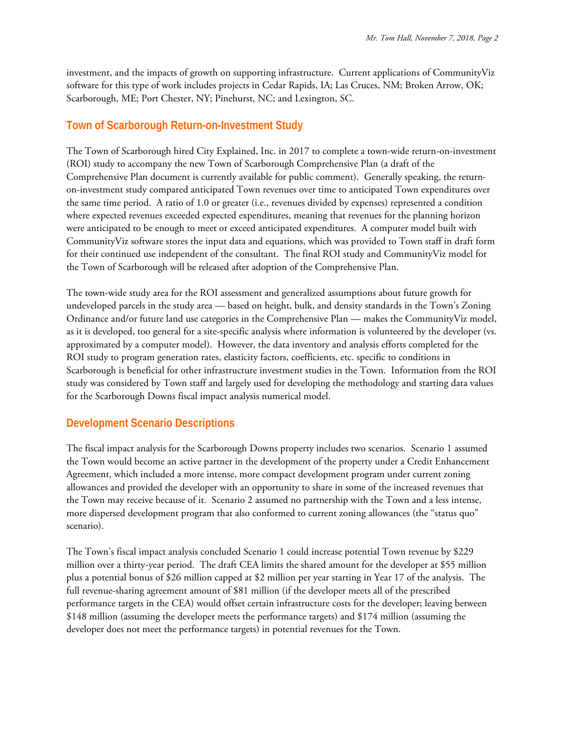investment, and the impacts of growth on supporting infrastructure. Current applications of CommunityViz software for this type of work includes projects in Cedar Rapids, IA; Las Cruces, NM; Broken Arrow, OK; Scarborough, ME; Port Chester, NY; Pinehurst, NC; and Lexington, SC.

## Town of Scarborough Return-on-Investment Study

The Town of Scarborough hired City Explained, Inc. in 2017 to complete a town-wide return-on-investment (ROI) study to accompany the new Town of Scarborough Comprehensive Plan (a draft of the Comprehensive Plan document is currently available for public comment). Generally speaking, the return-on-investment study compared anticipated Town revenues over time to anticipated Town expenditures over the same time period. A ratio of 1.0 or greater (i.e., revenues divided by expenses) represented a condition where expected revenues exceeded expected expenditures, meaning that revenues for the planning horizon were anticipated to be enough to meet or exceed anticipated expenditures. A computer model built with CommunityViz software stores the input data and equations, which was provided to Town staff in draft form for their continued use independent of the consultant. The final ROI study and CommunityViz model for the Town of Scarborough will be released after adoption of the Comprehensive Plan.

The town-wide study area for the ROI assessment and generalized assumptions about future growth for undeveloped parcels in the study area — based on height, bulk, and density standards in the Town's Zoning Ordinance and/or future land use categories in the Comprehensive Plan — makes the CommunityViz model, as it is developed, too general for a site-specific analysis where information is volunteered by the developer (vs. approximated by a computer model). However, the data inventory and analysis efforts completed for the ROI study to program generation rates, elasticity factors, coefficients, etc. specific to conditions in Scarborough is beneficial for other infrastructure investment studies in the Town. Information from the ROI study was considered by Town staff and largely used for developing the methodology and starting data values for the Scarborough Downs fiscal impact analysis numerical model.

## Development Scenario Descriptions

The fiscal impact analysis for the Scarborough Downs property includes two scenarios. Scenario 1 assumed the Town would become an active partner in the development of the property under a Credit Enhancement Agreement, which included a more intense, more compact development program under current zoning allowances and provided the developer with an opportunity to share in some of the increased revenues that the Town may receive because of it. Scenario 2 assumed no partnership with the Town and a less intense, more dispersed development program that also conformed to current zoning allowances (the "status quo" scenario).

The Town's fiscal impact analysis concluded Scenario 1 could increase potential Town revenue by $229 million over a thirty-year period. The draft CEA limits the shared amount for the developer at $55 million plus a potential bonus of $26 million capped at $2 million per year starting in Year 17 of the analysis. The full revenue-sharing agreement amount of $81 million (if the developer meets all of the prescribed performance targets in the CEA) would offset certain infrastructure costs for the developer; leaving between $148 million (assuming the developer meets the performance targets) and $174 million (assuming the developer does not meet the performance targets) in potential revenues for the Town.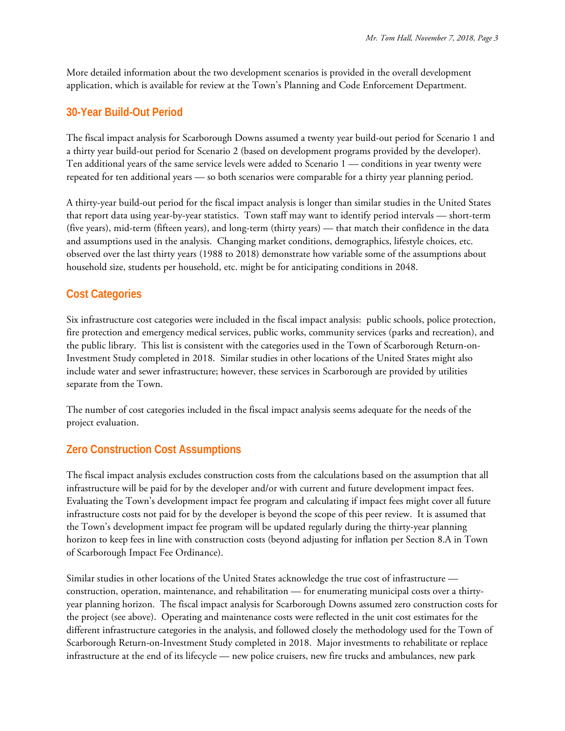More detailed information about the two development scenarios is provided in the overall development application, which is available for review at the Town's Planning and Code Enforcement Department.

## 30-Year Build-Out Period

The fiscal impact analysis for Scarborough Downs assumed a twenty year build-out period for Scenario 1 and a thirty year build-out period for Scenario 2 (based on development programs provided by the developer). Ten additional years of the same service levels were added to Scenario 1 — conditions in year twenty were repeated for ten additional years — so both scenarios were comparable for a thirty year planning period.

A thirty-year build-out period for the fiscal impact analysis is longer than similar studies in the United States that report data using year-by-year statistics. Town staff may want to identify period intervals — short-term (five years), mid-term (fifteen years), and long-term (thirty years) — that match their confidence in the data and assumptions used in the analysis. Changing market conditions, demographics, lifestyle choices, etc. observed over the last thirty years (1988 to 2018) demonstrate how variable some of the assumptions about household size, students per household, etc. might be for anticipating conditions in 2048.

## Cost Categories

Six infrastructure cost categories were included in the fiscal impact analysis: public schools, police protection, fire protection and emergency medical services, public works, community services (parks and recreation), and the public library. This list is consistent with the categories used in the Town of Scarborough Return-on-Investment Study completed in 2018. Similar studies in other locations of the United States might also include water and sewer infrastructure; however, these services in Scarborough are provided by utilities separate from the Town.

The number of cost categories included in the fiscal impact analysis seems adequate for the needs of the project evaluation.

## Zero Construction Cost Assumptions

The fiscal impact analysis excludes construction costs from the calculations based on the assumption that all infrastructure will be paid for by the developer and/or with current and future development impact fees. Evaluating the Town's development impact fee program and calculating if impact fees might cover all future infrastructure costs not paid for by the developer is beyond the scope of this peer review. It is assumed that the Town's development impact fee program will be updated regularly during the thirty-year planning horizon to keep fees in line with construction costs (beyond adjusting for inflation per Section 8.A in Town of Scarborough Impact Fee Ordinance).

Similar studies in other locations of the United States acknowledge the true cost of infrastructure — construction, operation, maintenance, and rehabilitation — for enumerating municipal costs over a thirty-year planning horizon. The fiscal impact analysis for Scarborough Downs assumed zero construction costs for the project (see above). Operating and maintenance costs were reflected in the unit cost estimates for the different infrastructure categories in the analysis, and followed closely the methodology used for the Town of Scarborough Return-on-Investment Study completed in 2018. Major investments to rehabilitate or replace infrastructure at the end of its lifecycle — new police cruisers, new fire trucks and ambulances, new park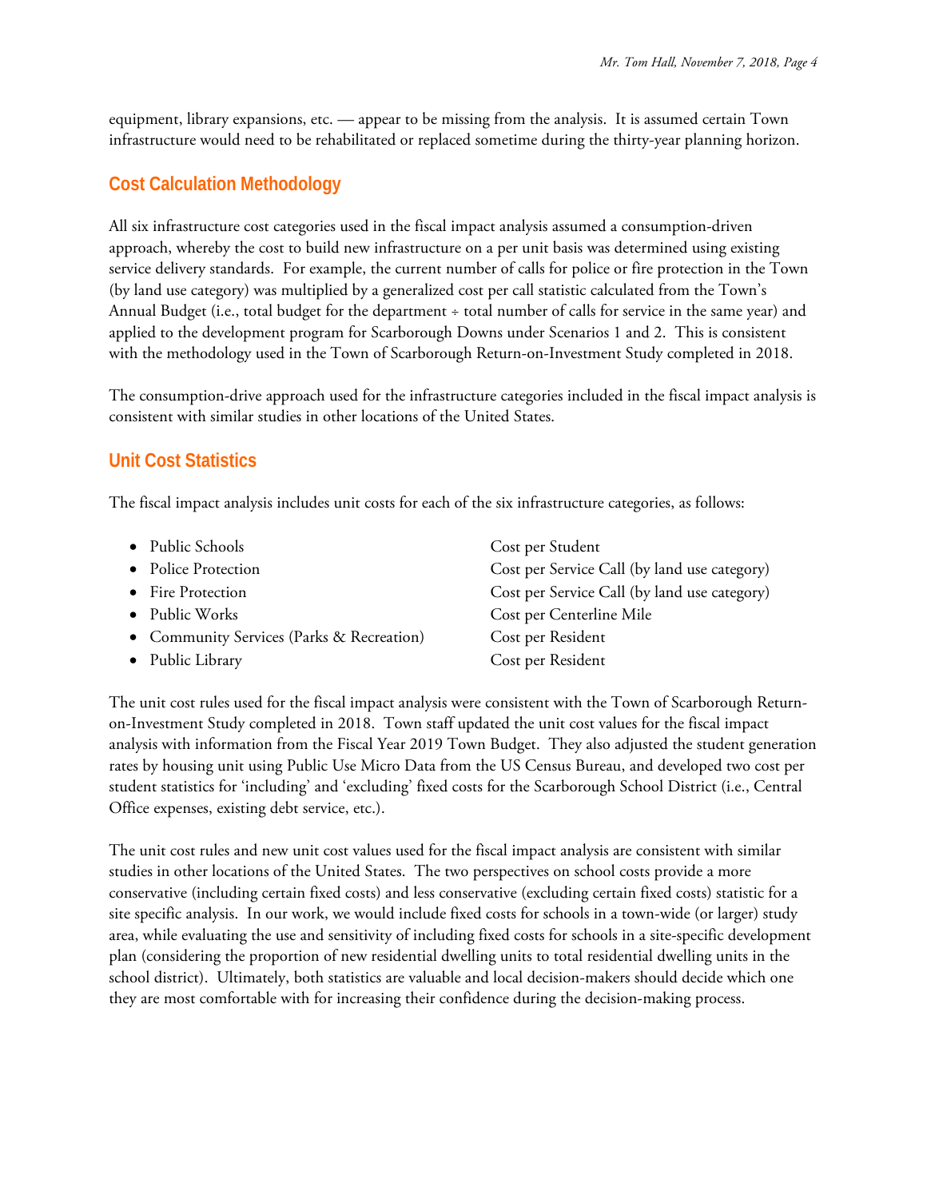equipment, library expansions, etc. — appear to be missing from the analysis. It is assumed certain Town infrastructure would need to be rehabilitated or replaced sometime during the thirty-year planning horizon.

## Cost Calculation Methodology

All six infrastructure cost categories used in the fiscal impact analysis assumed a consumption-driven approach, whereby the cost to build new infrastructure on a per unit basis was determined using existing service delivery standards. For example, the current number of calls for police or fire protection in the Town (by land use category) was multiplied by a generalized cost per call statistic calculated from the Town's Annual Budget (i.e., total budget for the department ÷ total number of calls for service in the same year) and applied to the development program for Scarborough Downs under Scenarios 1 and 2. This is consistent with the methodology used in the Town of Scarborough Return-on-Investment Study completed in 2018.

The consumption-drive approach used for the infrastructure categories included in the fiscal impact analysis is consistent with similar studies in other locations of the United States.

## Unit Cost Statistics

The fiscal impact analysis includes unit costs for each of the six infrastructure categories, as follows:

- Public Schools — Cost per Student
- Police Protection — Cost per Service Call (by land use category)
- Fire Protection — Cost per Service Call (by land use category)
- Public Works — Cost per Centerline Mile
- Community Services (Parks & Recreation) — Cost per Resident
- Public Library — Cost per Resident

The unit cost rules used for the fiscal impact analysis were consistent with the Town of Scarborough Return-on-Investment Study completed in 2018. Town staff updated the unit cost values for the fiscal impact analysis with information from the Fiscal Year 2019 Town Budget. They also adjusted the student generation rates by housing unit using Public Use Micro Data from the US Census Bureau, and developed two cost per student statistics for 'including' and 'excluding' fixed costs for the Scarborough School District (i.e., Central Office expenses, existing debt service, etc.).

The unit cost rules and new unit cost values used for the fiscal impact analysis are consistent with similar studies in other locations of the United States. The two perspectives on school costs provide a more conservative (including certain fixed costs) and less conservative (excluding certain fixed costs) statistic for a site specific analysis. In our work, we would include fixed costs for schools in a town-wide (or larger) study area, while evaluating the use and sensitivity of including fixed costs for schools in a site-specific development plan (considering the proportion of new residential dwelling units to total residential dwelling units in the school district). Ultimately, both statistics are valuable and local decision-makers should decide which one they are most comfortable with for increasing their confidence during the decision-making process.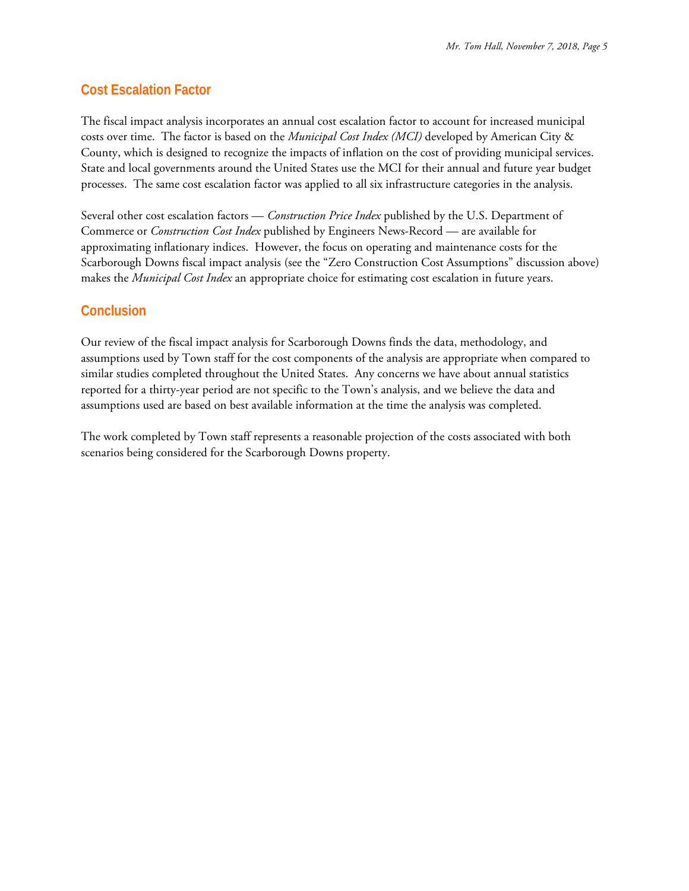## Cost Escalation Factor

The fiscal impact analysis incorporates an annual cost escalation factor to account for increased municipal costs over time. The factor is based on the *Municipal Cost Index (MCI)* developed by American City & County, which is designed to recognize the impacts of inflation on the cost of providing municipal services. State and local governments around the United States use the MCI for their annual and future year budget processes. The same cost escalation factor was applied to all six infrastructure categories in the analysis.

Several other cost escalation factors — *Construction Price Index* published by the U.S. Department of Commerce or *Construction Cost Index* published by Engineers News-Record — are available for approximating inflationary indices. However, the focus on operating and maintenance costs for the Scarborough Downs fiscal impact analysis (see the "Zero Construction Cost Assumptions" discussion above) makes the *Municipal Cost Index* an appropriate choice for estimating cost escalation in future years.

## Conclusion

Our review of the fiscal impact analysis for Scarborough Downs finds the data, methodology, and assumptions used by Town staff for the cost components of the analysis are appropriate when compared to similar studies completed throughout the United States. Any concerns we have about annual statistics reported for a thirty-year period are not specific to the Town's analysis, and we believe the data and assumptions used are based on best available information at the time the analysis was completed.

The work completed by Town staff represents a reasonable projection of the costs associated with both scenarios being considered for the Scarborough Downs property.